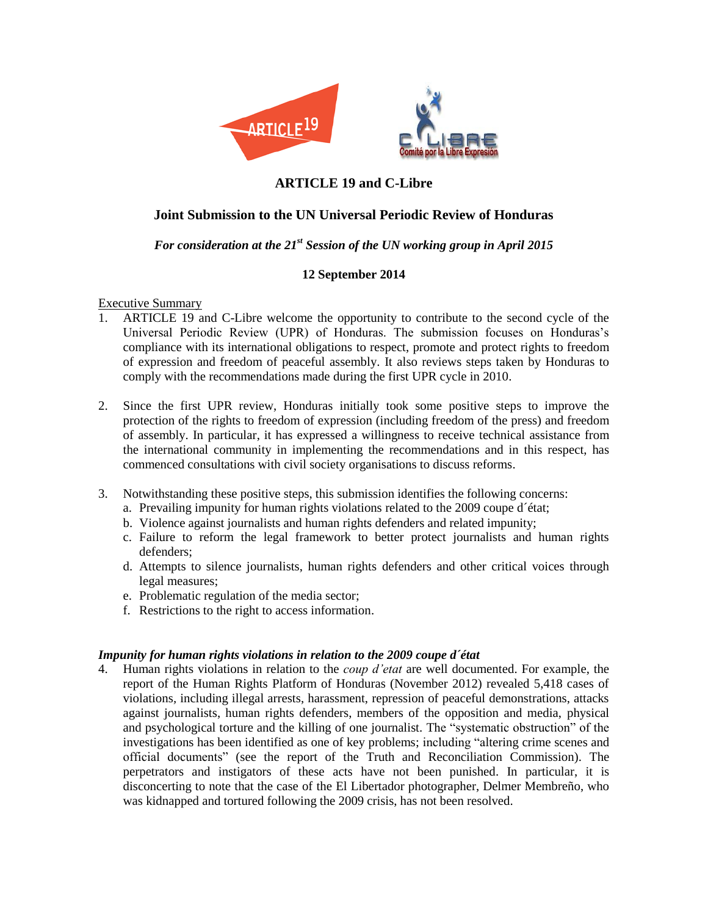# ARTICLE 19 and C-Libre

## Joint Submission to the UN Universal Periodic Review of Honduras

***For consideration at the 21st Session of the UN working group in April 2015***

**12 September 2014**

Executive Summary

1. ARTICLE 19 and C-Libre welcome the opportunity to contribute to the second cycle of the Universal Periodic Review (UPR) of Honduras. The submission focuses on Honduras's compliance with its international obligations to respect, promote and protect rights to freedom of expression and freedom of peaceful assembly. It also reviews steps taken by Honduras to comply with the recommendations made during the first UPR cycle in 2010.

2. Since the first UPR review, Honduras initially took some positive steps to improve the protection of the rights to freedom of expression (including freedom of the press) and freedom of assembly. In particular, it has expressed a willingness to receive technical assistance from the international community in implementing the recommendations and in this respect, has commenced consultations with civil society organisations to discuss reforms.

3. Notwithstanding these positive steps, this submission identifies the following concerns:
   a. Prevailing impunity for human rights violations related to the 2009 coupe d´état;
   b. Violence against journalists and human rights defenders and related impunity;
   c. Failure to reform the legal framework to better protect journalists and human rights defenders;
   d. Attempts to silence journalists, human rights defenders and other critical voices through legal measures;
   e. Problematic regulation of the media sector;
   f. Restrictions to the right to access information.

***Impunity for human rights violations in relation to the 2009 coupe d´état***

4. Human rights violations in relation to the *coup d'etat* are well documented. For example, the report of the Human Rights Platform of Honduras (November 2012) revealed 5,418 cases of violations, including illegal arrests, harassment, repression of peaceful demonstrations, attacks against journalists, human rights defenders, members of the opposition and media, physical and psychological torture and the killing of one journalist. The "systematic obstruction" of the investigations has been identified as one of key problems; including "altering crime scenes and official documents" (see the report of the Truth and Reconciliation Commission). The perpetrators and instigators of these acts have not been punished. In particular, it is disconcerting to note that the case of the El Libertador photographer, Delmer Membreño, who was kidnapped and tortured following the 2009 crisis, has not been resolved.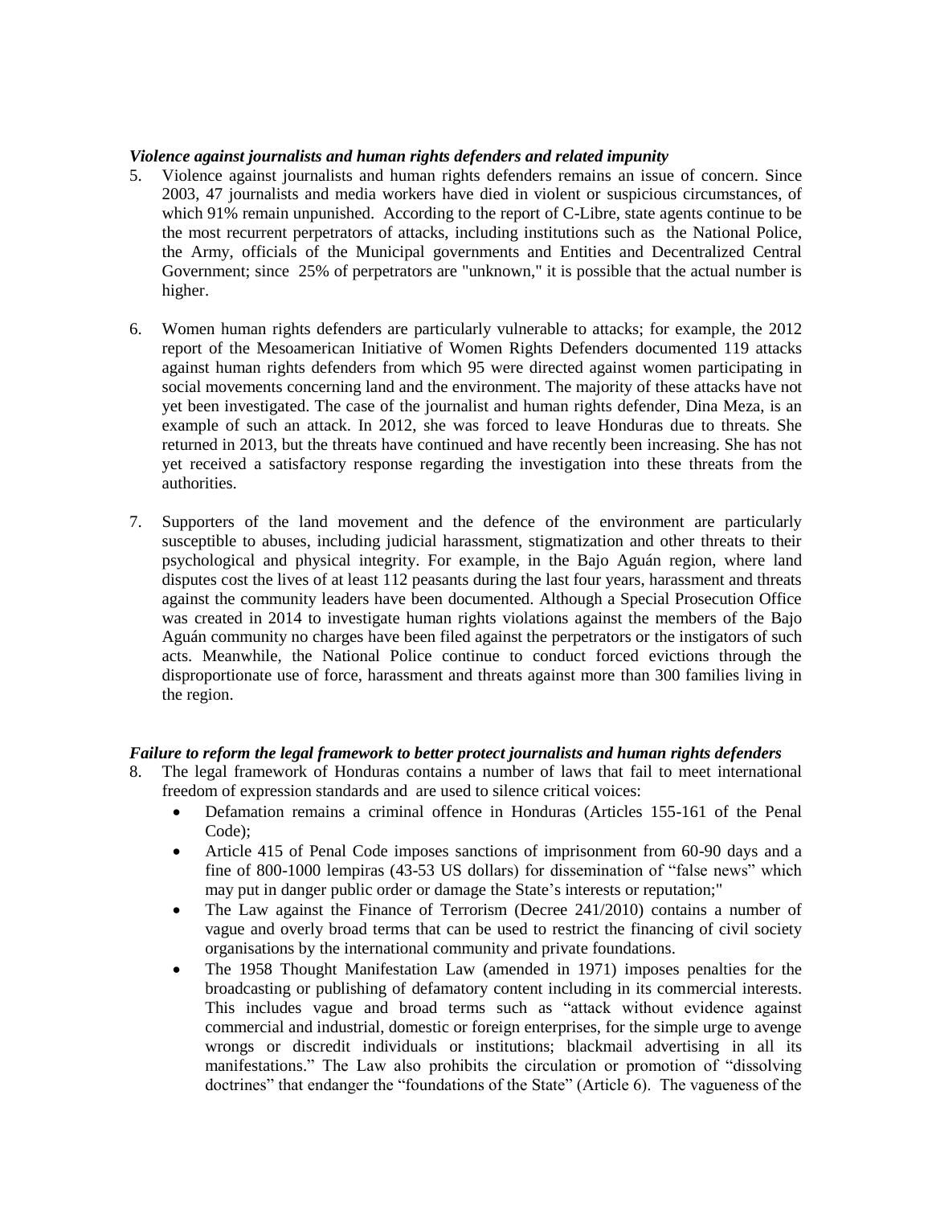***Violence against journalists and human rights defenders and related impunity***

5. Violence against journalists and human rights defenders remains an issue of concern. Since 2003, 47 journalists and media workers have died in violent or suspicious circumstances, of which 91% remain unpunished. According to the report of C-Libre, state agents continue to be the most recurrent perpetrators of attacks, including institutions such as the National Police, the Army, officials of the Municipal governments and Entities and Decentralized Central Government; since 25% of perpetrators are "unknown," it is possible that the actual number is higher.

6. Women human rights defenders are particularly vulnerable to attacks; for example, the 2012 report of the Mesoamerican Initiative of Women Rights Defenders documented 119 attacks against human rights defenders from which 95 were directed against women participating in social movements concerning land and the environment. The majority of these attacks have not yet been investigated. The case of the journalist and human rights defender, Dina Meza, is an example of such an attack. In 2012, she was forced to leave Honduras due to threats. She returned in 2013, but the threats have continued and have recently been increasing. She has not yet received a satisfactory response regarding the investigation into these threats from the authorities.

7. Supporters of the land movement and the defence of the environment are particularly susceptible to abuses, including judicial harassment, stigmatization and other threats to their psychological and physical integrity. For example, in the Bajo Aguán region, where land disputes cost the lives of at least 112 peasants during the last four years, harassment and threats against the community leaders have been documented. Although a Special Prosecution Office was created in 2014 to investigate human rights violations against the members of the Bajo Aguán community no charges have been filed against the perpetrators or the instigators of such acts. Meanwhile, the National Police continue to conduct forced evictions through the disproportionate use of force, harassment and threats against more than 300 families living in the region.

***Failure to reform the legal framework to better protect journalists and human rights defenders***

8. The legal framework of Honduras contains a number of laws that fail to meet international freedom of expression standards and are used to silence critical voices:
   - Defamation remains a criminal offence in Honduras (Articles 155-161 of the Penal Code);
   - Article 415 of Penal Code imposes sanctions of imprisonment from 60-90 days and a fine of 800-1000 lempiras (43-53 US dollars) for dissemination of "false news" which may put in danger public order or damage the State's interests or reputation;"
   - The Law against the Finance of Terrorism (Decree 241/2010) contains a number of vague and overly broad terms that can be used to restrict the financing of civil society organisations by the international community and private foundations.
   - The 1958 Thought Manifestation Law (amended in 1971) imposes penalties for the broadcasting or publishing of defamatory content including in its commercial interests. This includes vague and broad terms such as "attack without evidence against commercial and industrial, domestic or foreign enterprises, for the simple urge to avenge wrongs or discredit individuals or institutions; blackmail advertising in all its manifestations." The Law also prohibits the circulation or promotion of "dissolving doctrines" that endanger the "foundations of the State" (Article 6). The vagueness of the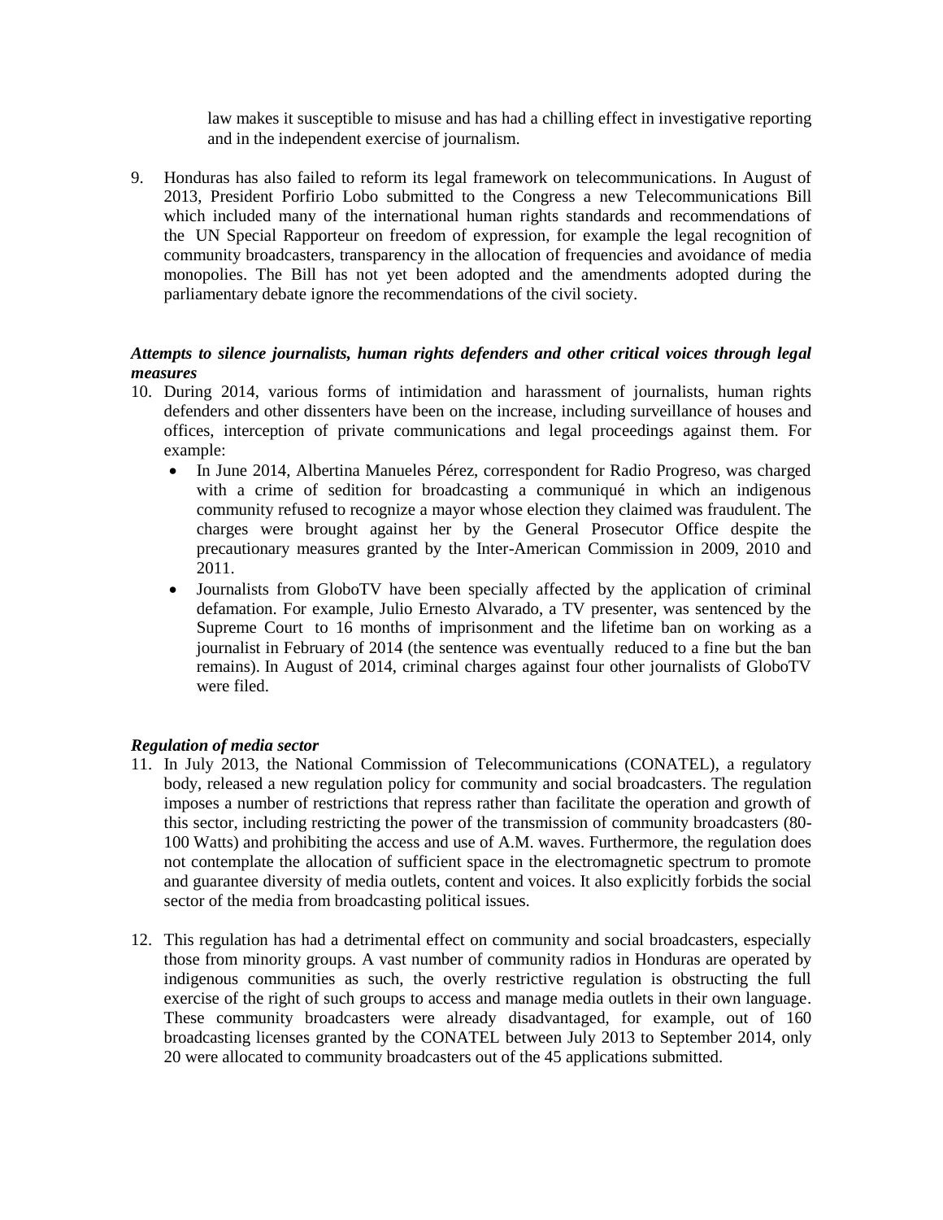law makes it susceptible to misuse and has had a chilling effect in investigative reporting and in the independent exercise of journalism.

9. Honduras has also failed to reform its legal framework on telecommunications. In August of 2013, President Porfirio Lobo submitted to the Congress a new Telecommunications Bill which included many of the international human rights standards and recommendations of the UN Special Rapporteur on freedom of expression, for example the legal recognition of community broadcasters, transparency in the allocation of frequencies and avoidance of media monopolies. The Bill has not yet been adopted and the amendments adopted during the parliamentary debate ignore the recommendations of the civil society.

***Attempts to silence journalists, human rights defenders and other critical voices through legal measures***

10. During 2014, various forms of intimidation and harassment of journalists, human rights defenders and other dissenters have been on the increase, including surveillance of houses and offices, interception of private communications and legal proceedings against them. For example:
    - In June 2014, Albertina Manueles Pérez, correspondent for Radio Progreso, was charged with a crime of sedition for broadcasting a communiqué in which an indigenous community refused to recognize a mayor whose election they claimed was fraudulent. The charges were brought against her by the General Prosecutor Office despite the precautionary measures granted by the Inter-American Commission in 2009, 2010 and 2011.
    - Journalists from GloboTV have been specially affected by the application of criminal defamation. For example, Julio Ernesto Alvarado, a TV presenter, was sentenced by the Supreme Court to 16 months of imprisonment and the lifetime ban on working as a journalist in February of 2014 (the sentence was eventually reduced to a fine but the ban remains). In August of 2014, criminal charges against four other journalists of GloboTV were filed.

***Regulation of media sector***

11. In July 2013, the National Commission of Telecommunications (CONATEL), a regulatory body, released a new regulation policy for community and social broadcasters. The regulation imposes a number of restrictions that repress rather than facilitate the operation and growth of this sector, including restricting the power of the transmission of community broadcasters (80-100 Watts) and prohibiting the access and use of A.M. waves. Furthermore, the regulation does not contemplate the allocation of sufficient space in the electromagnetic spectrum to promote and guarantee diversity of media outlets, content and voices. It also explicitly forbids the social sector of the media from broadcasting political issues.

12. This regulation has had a detrimental effect on community and social broadcasters, especially those from minority groups. A vast number of community radios in Honduras are operated by indigenous communities as such, the overly restrictive regulation is obstructing the full exercise of the right of such groups to access and manage media outlets in their own language. These community broadcasters were already disadvantaged, for example, out of 160 broadcasting licenses granted by the CONATEL between July 2013 to September 2014, only 20 were allocated to community broadcasters out of the 45 applications submitted.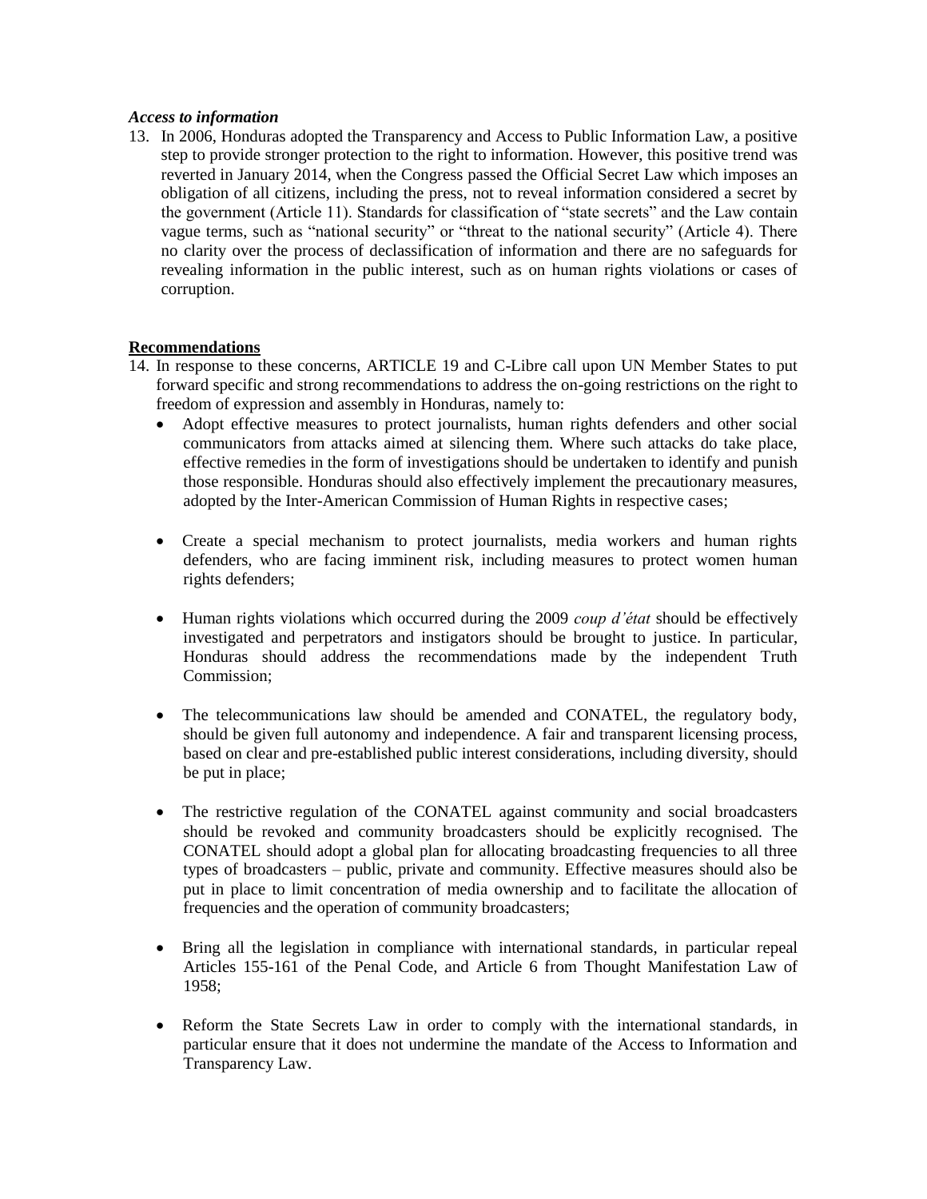***Access to information***

13. In 2006, Honduras adopted the Transparency and Access to Public Information Law, a positive step to provide stronger protection to the right to information. However, this positive trend was reverted in January 2014, when the Congress passed the Official Secret Law which imposes an obligation of all citizens, including the press, not to reveal information considered a secret by the government (Article 11). Standards for classification of "state secrets" and the Law contain vague terms, such as "national security" or "threat to the national security" (Article 4). There no clarity over the process of declassification of information and there are no safeguards for revealing information in the public interest, such as on human rights violations or cases of corruption.

**Recommendations**

14. In response to these concerns, ARTICLE 19 and C-Libre call upon UN Member States to put forward specific and strong recommendations to address the on-going restrictions on the right to freedom of expression and assembly in Honduras, namely to:
    - Adopt effective measures to protect journalists, human rights defenders and other social communicators from attacks aimed at silencing them. Where such attacks do take place, effective remedies in the form of investigations should be undertaken to identify and punish those responsible. Honduras should also effectively implement the precautionary measures, adopted by the Inter-American Commission of Human Rights in respective cases;
    - Create a special mechanism to protect journalists, media workers and human rights defenders, who are facing imminent risk, including measures to protect women human rights defenders;
    - Human rights violations which occurred during the 2009 *coup d'état* should be effectively investigated and perpetrators and instigators should be brought to justice. In particular, Honduras should address the recommendations made by the independent Truth Commission;
    - The telecommunications law should be amended and CONATEL, the regulatory body, should be given full autonomy and independence. A fair and transparent licensing process, based on clear and pre-established public interest considerations, including diversity, should be put in place;
    - The restrictive regulation of the CONATEL against community and social broadcasters should be revoked and community broadcasters should be explicitly recognised. The CONATEL should adopt a global plan for allocating broadcasting frequencies to all three types of broadcasters – public, private and community. Effective measures should also be put in place to limit concentration of media ownership and to facilitate the allocation of frequencies and the operation of community broadcasters;
    - Bring all the legislation in compliance with international standards, in particular repeal Articles 155-161 of the Penal Code, and Article 6 from Thought Manifestation Law of 1958;
    - Reform the State Secrets Law in order to comply with the international standards, in particular ensure that it does not undermine the mandate of the Access to Information and Transparency Law.